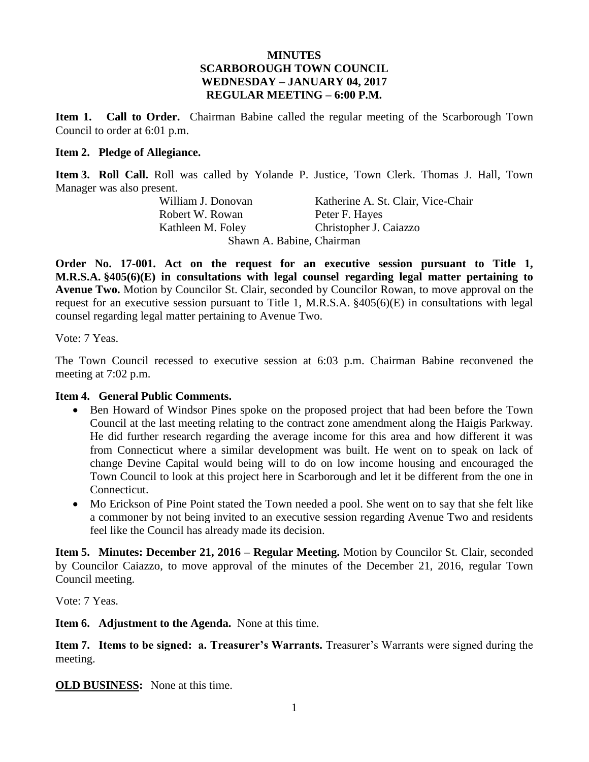**MINUTES**
**SCARBOROUGH TOWN COUNCIL**
**WEDNESDAY – JANUARY 04, 2017**
**REGULAR MEETING – 6:00 P.M.**

**Item 1. Call to Order.** Chairman Babine called the regular meeting of the Scarborough Town Council to order at 6:01 p.m.

**Item 2. Pledge of Allegiance.**

**Item 3. Roll Call.** Roll was called by Yolande P. Justice, Town Clerk. Thomas J. Hall, Town Manager was also present.

| | |
|---|---|
| William J. Donovan | Katherine A. St. Clair, Vice-Chair |
| Robert W. Rowan | Peter F. Hayes |
| Kathleen M. Foley | Christopher J. Caiazzo |

Shawn A. Babine, Chairman

**Order No. 17-001. Act on the request for an executive session pursuant to Title 1, M.R.S.A. §405(6)(E) in consultations with legal counsel regarding legal matter pertaining to Avenue Two.** Motion by Councilor St. Clair, seconded by Councilor Rowan, to move approval on the request for an executive session pursuant to Title 1, M.R.S.A. §405(6)(E) in consultations with legal counsel regarding legal matter pertaining to Avenue Two.

Vote: 7 Yeas.

The Town Council recessed to executive session at 6:03 p.m. Chairman Babine reconvened the meeting at 7:02 p.m.

**Item 4. General Public Comments.**

- Ben Howard of Windsor Pines spoke on the proposed project that had been before the Town Council at the last meeting relating to the contract zone amendment along the Haigis Parkway. He did further research regarding the average income for this area and how different it was from Connecticut where a similar development was built. He went on to speak on lack of change Devine Capital would being will to do on low income housing and encouraged the Town Council to look at this project here in Scarborough and let it be different from the one in Connecticut.
- Mo Erickson of Pine Point stated the Town needed a pool. She went on to say that she felt like a commoner by not being invited to an executive session regarding Avenue Two and residents feel like the Council has already made its decision.

**Item 5. Minutes: December 21, 2016 – Regular Meeting.** Motion by Councilor St. Clair, seconded by Councilor Caiazzo, to move approval of the minutes of the December 21, 2016, regular Town Council meeting.

Vote: 7 Yeas.

**Item 6. Adjustment to the Agenda.** None at this time.

**Item 7. Items to be signed: a. Treasurer's Warrants.** Treasurer's Warrants were signed during the meeting.

**OLD BUSINESS:** None at this time.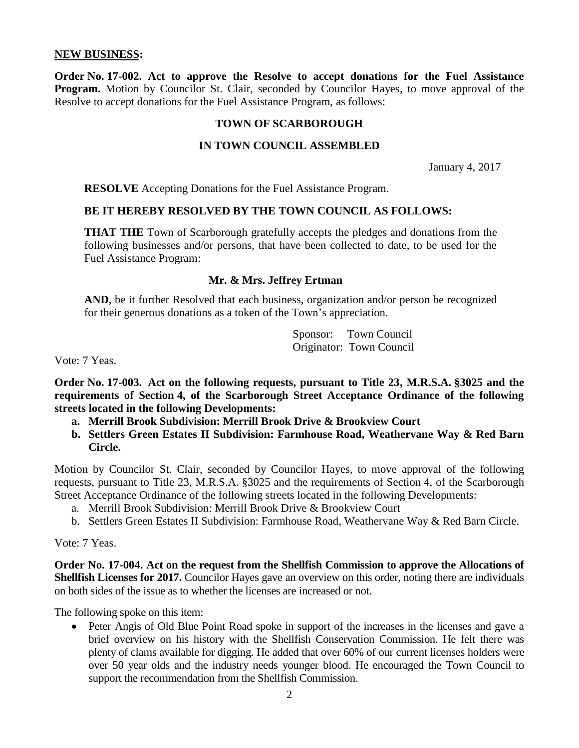**NEW BUSINESS:**

**Order No. 17-002. Act to approve the Resolve to accept donations for the Fuel Assistance Program.** Motion by Councilor St. Clair, seconded by Councilor Hayes, to move approval of the Resolve to accept donations for the Fuel Assistance Program, as follows:

**TOWN OF SCARBOROUGH**

**IN TOWN COUNCIL ASSEMBLED**

January 4, 2017

**RESOLVE** Accepting Donations for the Fuel Assistance Program.

**BE IT HEREBY RESOLVED BY THE TOWN COUNCIL AS FOLLOWS:**

**THAT THE** Town of Scarborough gratefully accepts the pledges and donations from the following businesses and/or persons, that have been collected to date, to be used for the Fuel Assistance Program:

**Mr. & Mrs. Jeffrey Ertman**

**AND**, be it further Resolved that each business, organization and/or person be recognized for their generous donations as a token of the Town's appreciation.

Sponsor: Town Council
Originator: Town Council

Vote: 7 Yeas.

**Order No. 17-003. Act on the following requests, pursuant to Title 23, M.R.S.A. §3025 and the requirements of Section 4, of the Scarborough Street Acceptance Ordinance of the following streets located in the following Developments:**

- **a. Merrill Brook Subdivision: Merrill Brook Drive & Brookview Court**
- **b. Settlers Green Estates II Subdivision: Farmhouse Road, Weathervane Way & Red Barn Circle.**

Motion by Councilor St. Clair, seconded by Councilor Hayes, to move approval of the following requests, pursuant to Title 23, M.R.S.A. §3025 and the requirements of Section 4, of the Scarborough Street Acceptance Ordinance of the following streets located in the following Developments:

- a. Merrill Brook Subdivision: Merrill Brook Drive & Brookview Court
- b. Settlers Green Estates II Subdivision: Farmhouse Road, Weathervane Way & Red Barn Circle.

Vote: 7 Yeas.

**Order No. 17-004. Act on the request from the Shellfish Commission to approve the Allocations of Shellfish Licenses for 2017.** Councilor Hayes gave an overview on this order, noting there are individuals on both sides of the issue as to whether the licenses are increased or not.

The following spoke on this item:

- Peter Angis of Old Blue Point Road spoke in support of the increases in the licenses and gave a brief overview on his history with the Shellfish Conservation Commission. He felt there was plenty of clams available for digging. He added that over 60% of our current licenses holders were over 50 year olds and the industry needs younger blood. He encouraged the Town Council to support the recommendation from the Shellfish Commission.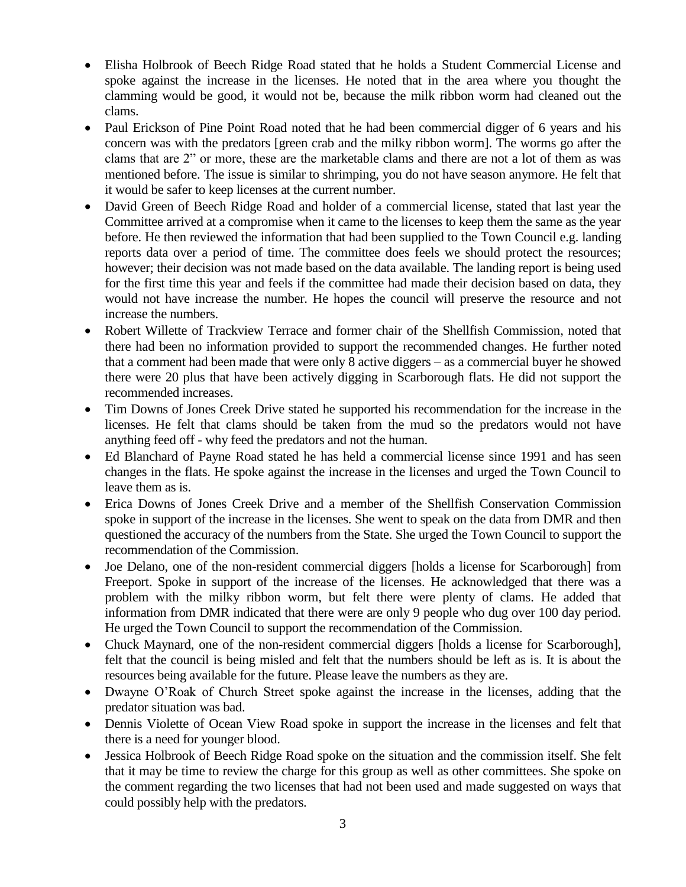- Elisha Holbrook of Beech Ridge Road stated that he holds a Student Commercial License and spoke against the increase in the licenses. He noted that in the area where you thought the clamming would be good, it would not be, because the milk ribbon worm had cleaned out the clams.
- Paul Erickson of Pine Point Road noted that he had been commercial digger of 6 years and his concern was with the predators [green crab and the milky ribbon worm]. The worms go after the clams that are 2" or more, these are the marketable clams and there are not a lot of them as was mentioned before. The issue is similar to shrimping, you do not have season anymore. He felt that it would be safer to keep licenses at the current number.
- David Green of Beech Ridge Road and holder of a commercial license, stated that last year the Committee arrived at a compromise when it came to the licenses to keep them the same as the year before. He then reviewed the information that had been supplied to the Town Council e.g. landing reports data over a period of time. The committee does feels we should protect the resources; however; their decision was not made based on the data available. The landing report is being used for the first time this year and feels if the committee had made their decision based on data, they would not have increase the number. He hopes the council will preserve the resource and not increase the numbers.
- Robert Willette of Trackview Terrace and former chair of the Shellfish Commission, noted that there had been no information provided to support the recommended changes. He further noted that a comment had been made that were only 8 active diggers – as a commercial buyer he showed there were 20 plus that have been actively digging in Scarborough flats. He did not support the recommended increases.
- Tim Downs of Jones Creek Drive stated he supported his recommendation for the increase in the licenses. He felt that clams should be taken from the mud so the predators would not have anything feed off - why feed the predators and not the human.
- Ed Blanchard of Payne Road stated he has held a commercial license since 1991 and has seen changes in the flats. He spoke against the increase in the licenses and urged the Town Council to leave them as is.
- Erica Downs of Jones Creek Drive and a member of the Shellfish Conservation Commission spoke in support of the increase in the licenses. She went to speak on the data from DMR and then questioned the accuracy of the numbers from the State. She urged the Town Council to support the recommendation of the Commission.
- Joe Delano, one of the non-resident commercial diggers [holds a license for Scarborough] from Freeport. Spoke in support of the increase of the licenses. He acknowledged that there was a problem with the milky ribbon worm, but felt there were plenty of clams. He added that information from DMR indicated that there were are only 9 people who dug over 100 day period. He urged the Town Council to support the recommendation of the Commission.
- Chuck Maynard, one of the non-resident commercial diggers [holds a license for Scarborough], felt that the council is being misled and felt that the numbers should be left as is. It is about the resources being available for the future. Please leave the numbers as they are.
- Dwayne O'Roak of Church Street spoke against the increase in the licenses, adding that the predator situation was bad.
- Dennis Violette of Ocean View Road spoke in support the increase in the licenses and felt that there is a need for younger blood.
- Jessica Holbrook of Beech Ridge Road spoke on the situation and the commission itself. She felt that it may be time to review the charge for this group as well as other committees. She spoke on the comment regarding the two licenses that had not been used and made suggested on ways that could possibly help with the predators.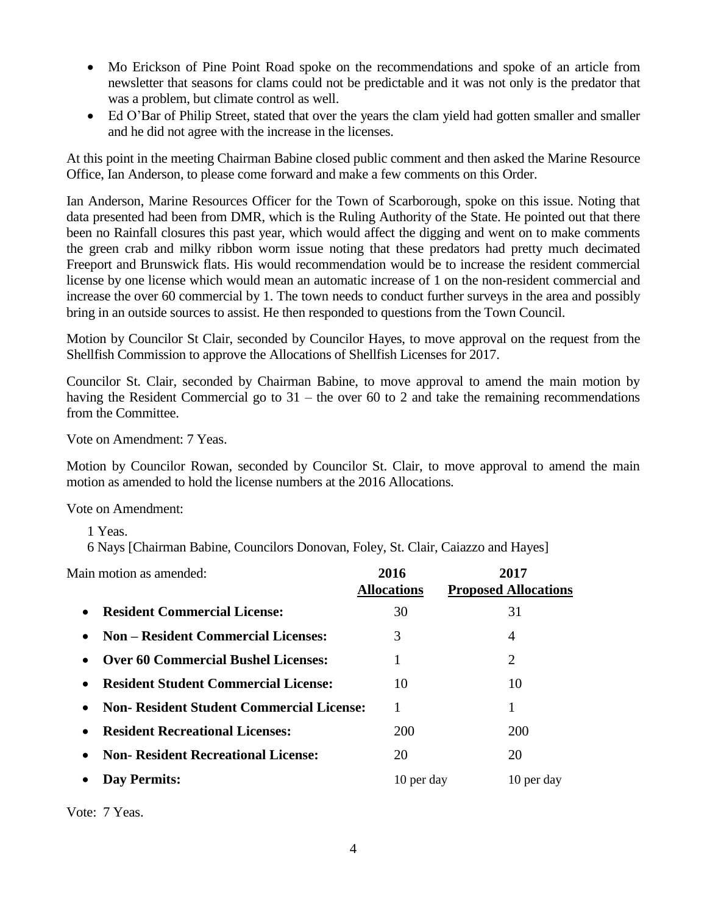- Mo Erickson of Pine Point Road spoke on the recommendations and spoke of an article from newsletter that seasons for clams could not be predictable and it was not only is the predator that was a problem, but climate control as well.
- Ed O'Bar of Philip Street, stated that over the years the clam yield had gotten smaller and smaller and he did not agree with the increase in the licenses.

At this point in the meeting Chairman Babine closed public comment and then asked the Marine Resource Office, Ian Anderson, to please come forward and make a few comments on this Order.

Ian Anderson, Marine Resources Officer for the Town of Scarborough, spoke on this issue. Noting that data presented had been from DMR, which is the Ruling Authority of the State. He pointed out that there been no Rainfall closures this past year, which would affect the digging and went on to make comments the green crab and milky ribbon worm issue noting that these predators had pretty much decimated Freeport and Brunswick flats. His would recommendation would be to increase the resident commercial license by one license which would mean an automatic increase of 1 on the non-resident commercial and increase the over 60 commercial by 1. The town needs to conduct further surveys in the area and possibly bring in an outside sources to assist. He then responded to questions from the Town Council.

Motion by Councilor St Clair, seconded by Councilor Hayes, to move approval on the request from the Shellfish Commission to approve the Allocations of Shellfish Licenses for 2017.

Councilor St. Clair, seconded by Chairman Babine, to move approval to amend the main motion by having the Resident Commercial go to 31 – the over 60 to 2 and take the remaining recommendations from the Committee.

Vote on Amendment: 7 Yeas.

Motion by Councilor Rowan, seconded by Councilor St. Clair, to move approval to amend the main motion as amended to hold the license numbers at the 2016 Allocations.

Vote on Amendment:

1 Yeas.
6 Nays [Chairman Babine, Councilors Donovan, Foley, St. Clair, Caiazzo and Hayes]

Main motion as amended:

| | 2016 Allocations | 2017 Proposed Allocations |
|---|---|---|
| **Resident Commercial License:** | 30 | 31 |
| **Non – Resident Commercial Licenses:** | 3 | 4 |
| **Over 60 Commercial Bushel Licenses:** | 1 | 2 |
| **Resident Student Commercial License:** | 10 | 10 |
| **Non- Resident Student Commercial License:** | 1 | 1 |
| **Resident Recreational Licenses:** | 200 | 200 |
| **Non- Resident Recreational License:** | 20 | 20 |
| **Day Permits:** | 10 per day | 10 per day |

Vote: 7 Yeas.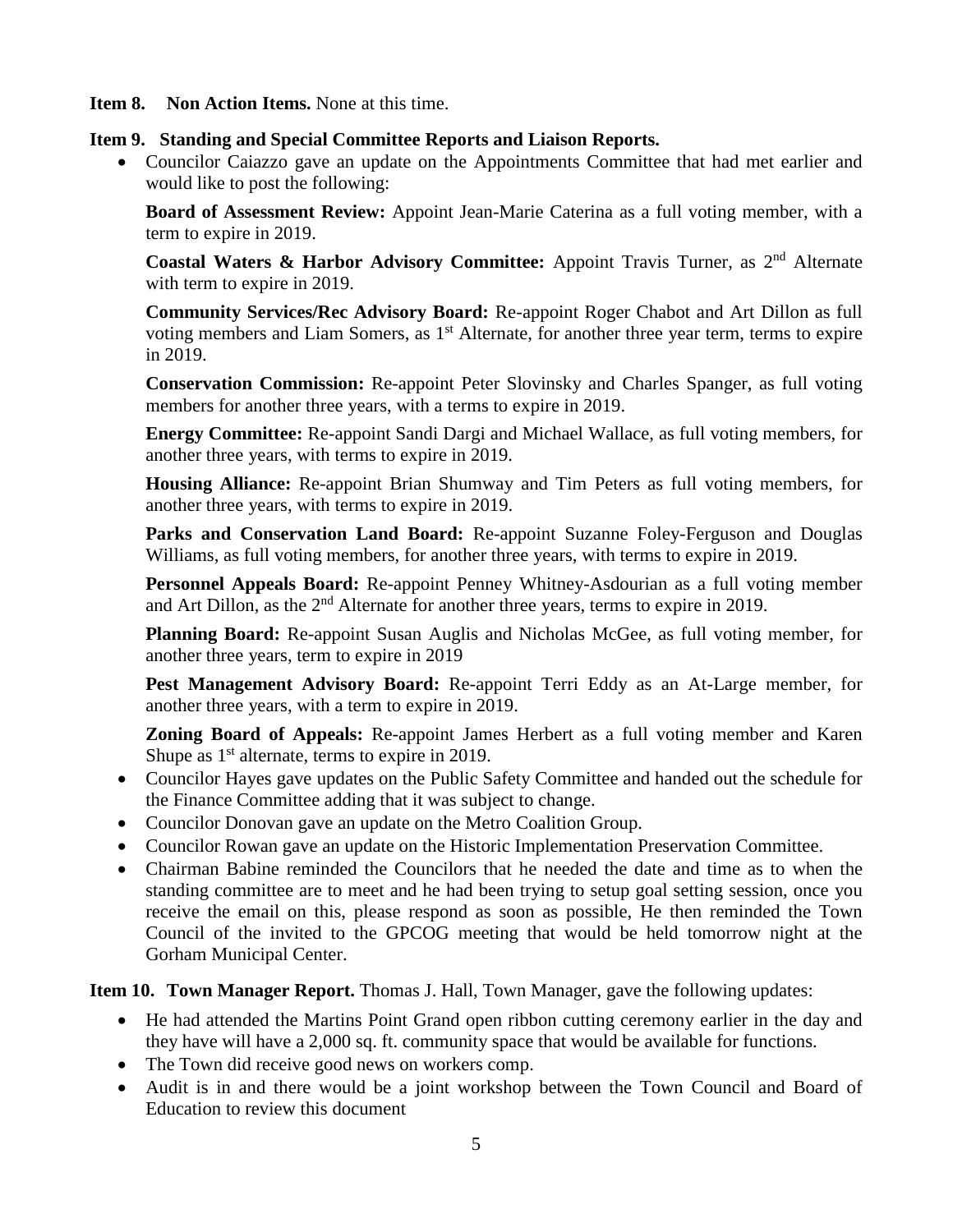**Item 8. Non Action Items.** None at this time.

**Item 9. Standing and Special Committee Reports and Liaison Reports.**

- Councilor Caiazzo gave an update on the Appointments Committee that had met earlier and would like to post the following:

  **Board of Assessment Review:** Appoint Jean-Marie Caterina as a full voting member, with a term to expire in 2019.

  **Coastal Waters & Harbor Advisory Committee:** Appoint Travis Turner, as 2nd Alternate with term to expire in 2019.

  **Community Services/Rec Advisory Board:** Re-appoint Roger Chabot and Art Dillon as full voting members and Liam Somers, as 1st Alternate, for another three year term, terms to expire in 2019.

  **Conservation Commission:** Re-appoint Peter Slovinsky and Charles Spanger, as full voting members for another three years, with a terms to expire in 2019.

  **Energy Committee:** Re-appoint Sandi Dargi and Michael Wallace, as full voting members, for another three years, with terms to expire in 2019.

  **Housing Alliance:** Re-appoint Brian Shumway and Tim Peters as full voting members, for another three years, with terms to expire in 2019.

  **Parks and Conservation Land Board:** Re-appoint Suzanne Foley-Ferguson and Douglas Williams, as full voting members, for another three years, with terms to expire in 2019.

  **Personnel Appeals Board:** Re-appoint Penney Whitney-Asdourian as a full voting member and Art Dillon, as the 2nd Alternate for another three years, terms to expire in 2019.

  **Planning Board:** Re-appoint Susan Auglis and Nicholas McGee, as full voting member, for another three years, term to expire in 2019

  **Pest Management Advisory Board:** Re-appoint Terri Eddy as an At-Large member, for another three years, with a term to expire in 2019.

  **Zoning Board of Appeals:** Re-appoint James Herbert as a full voting member and Karen Shupe as 1st alternate, terms to expire in 2019.

- Councilor Hayes gave updates on the Public Safety Committee and handed out the schedule for the Finance Committee adding that it was subject to change.
- Councilor Donovan gave an update on the Metro Coalition Group.
- Councilor Rowan gave an update on the Historic Implementation Preservation Committee.
- Chairman Babine reminded the Councilors that he needed the date and time as to when the standing committee are to meet and he had been trying to setup goal setting session, once you receive the email on this, please respond as soon as possible, He then reminded the Town Council of the invited to the GPCOG meeting that would be held tomorrow night at the Gorham Municipal Center.

**Item 10. Town Manager Report.** Thomas J. Hall, Town Manager, gave the following updates:

- He had attended the Martins Point Grand open ribbon cutting ceremony earlier in the day and they have will have a 2,000 sq. ft. community space that would be available for functions.
- The Town did receive good news on workers comp.
- Audit is in and there would be a joint workshop between the Town Council and Board of Education to review this document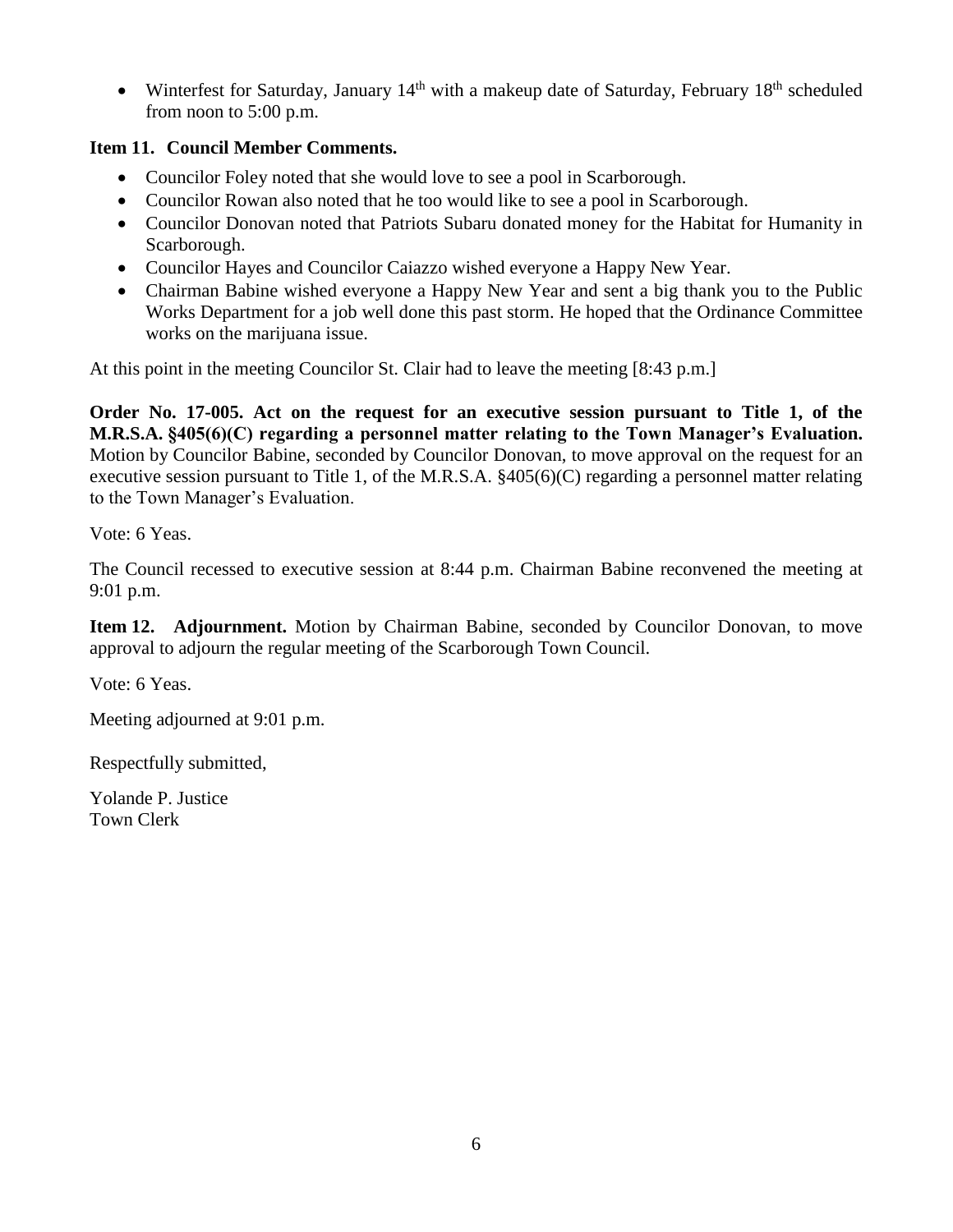- Winterfest for Saturday, January 14th with a makeup date of Saturday, February 18th scheduled from noon to 5:00 p.m.

**Item 11. Council Member Comments.**

- Councilor Foley noted that she would love to see a pool in Scarborough.
- Councilor Rowan also noted that he too would like to see a pool in Scarborough.
- Councilor Donovan noted that Patriots Subaru donated money for the Habitat for Humanity in Scarborough.
- Councilor Hayes and Councilor Caiazzo wished everyone a Happy New Year.
- Chairman Babine wished everyone a Happy New Year and sent a big thank you to the Public Works Department for a job well done this past storm. He hoped that the Ordinance Committee works on the marijuana issue.

At this point in the meeting Councilor St. Clair had to leave the meeting [8:43 p.m.]

**Order No. 17-005. Act on the request for an executive session pursuant to Title 1, of the M.R.S.A. §405(6)(C) regarding a personnel matter relating to the Town Manager's Evaluation.** Motion by Councilor Babine, seconded by Councilor Donovan, to move approval on the request for an executive session pursuant to Title 1, of the M.R.S.A. §405(6)(C) regarding a personnel matter relating to the Town Manager's Evaluation.

Vote: 6 Yeas.

The Council recessed to executive session at 8:44 p.m. Chairman Babine reconvened the meeting at 9:01 p.m.

**Item 12. Adjournment.** Motion by Chairman Babine, seconded by Councilor Donovan, to move approval to adjourn the regular meeting of the Scarborough Town Council.

Vote: 6 Yeas.

Meeting adjourned at 9:01 p.m.

Respectfully submitted,

Yolande P. Justice
Town Clerk